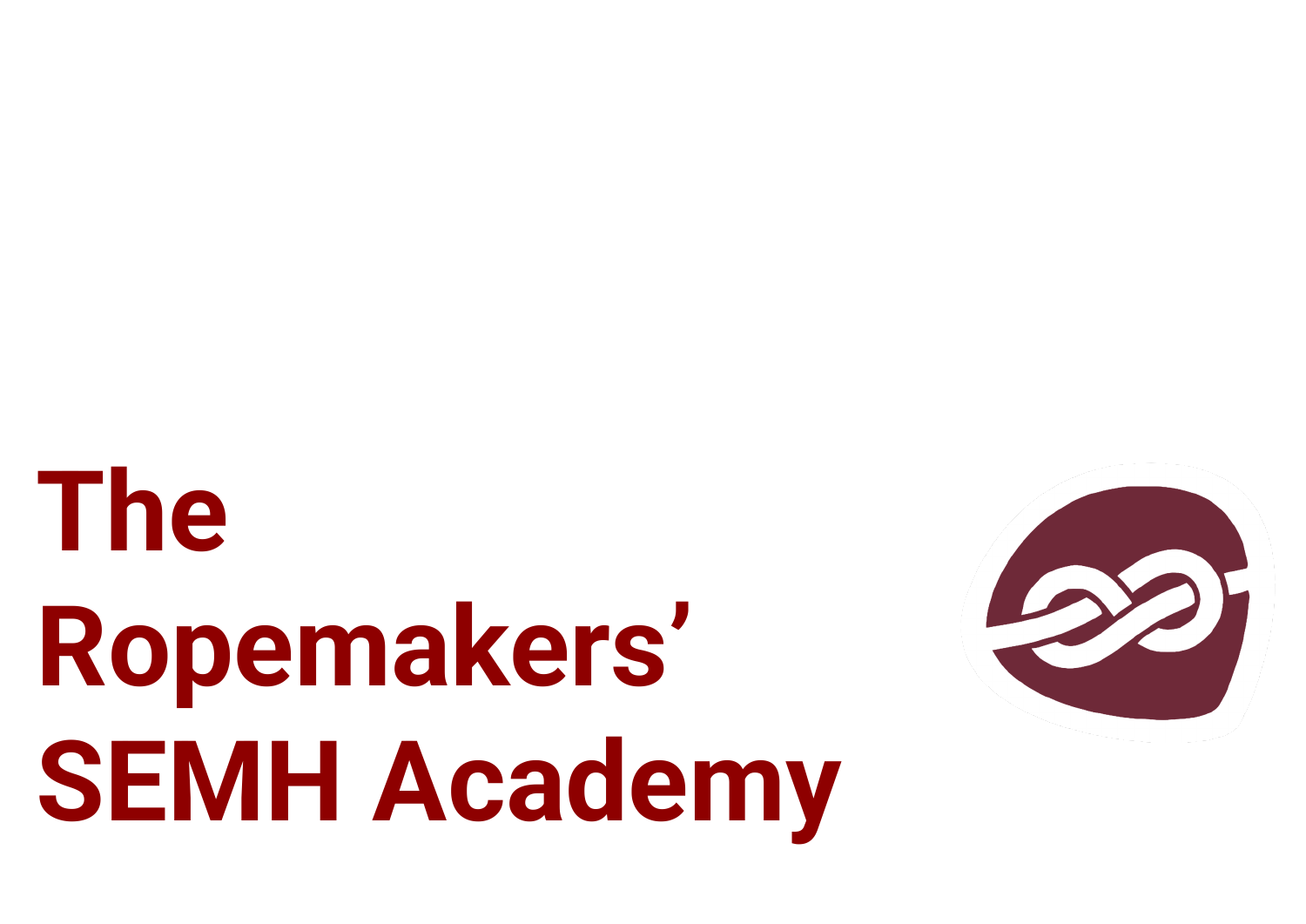# The Ropemakers' SEMH Academy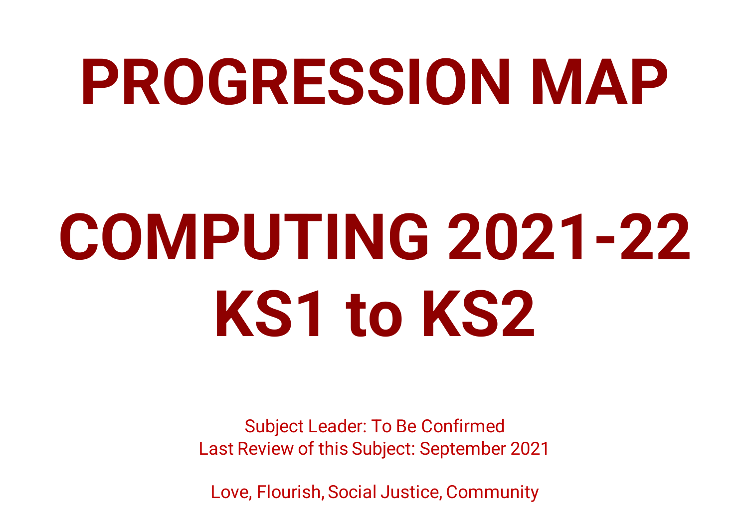# PROGRESSION MAP

# COMPUTING 2021-22
# KS1 to KS2

Subject Leader: To Be Confirmed
Last Review of this Subject: September 2021

Love, Flourish, Social Justice, Community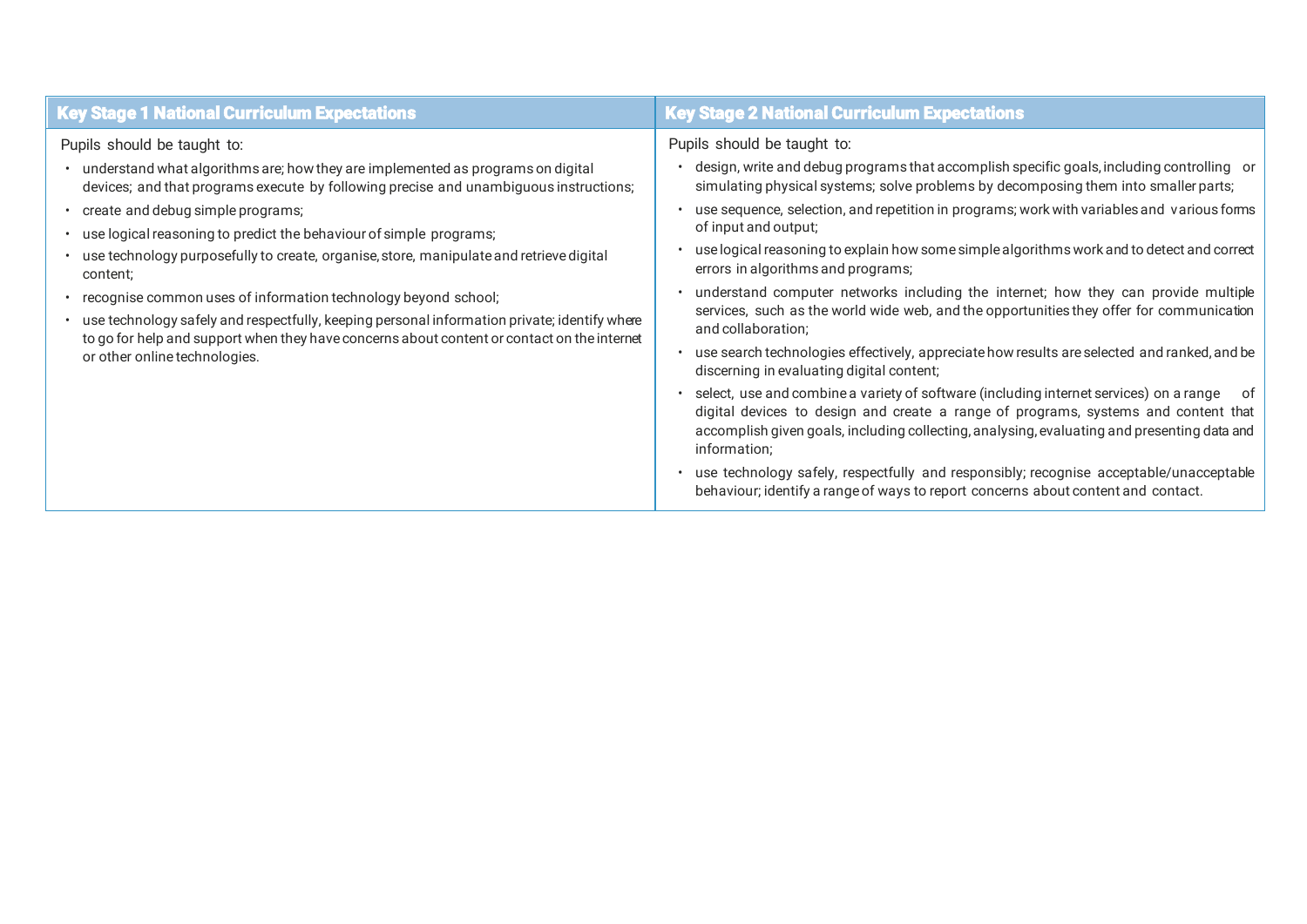| Key Stage 1 National Curriculum Expectations | Key Stage 2 National Curriculum Expectations |
| --- | --- |
| Pupils should be taught to:<br>• understand what algorithms are; how they are implemented as programs on digital devices; and that programs execute by following precise and unambiguous instructions;<br>• create and debug simple programs;<br>• use logical reasoning to predict the behaviour of simple programs;<br>• use technology purposefully to create, organise, store, manipulate and retrieve digital content;<br>• recognise common uses of information technology beyond school;<br>• use technology safely and respectfully, keeping personal information private; identify where to go for help and support when they have concerns about content or contact on the internet or other online technologies. | Pupils should be taught to:<br>• design, write and debug programs that accomplish specific goals, including controlling or simulating physical systems; solve problems by decomposing them into smaller parts;<br>• use sequence, selection, and repetition in programs; work with variables and various forms of input and output;<br>• use logical reasoning to explain how some simple algorithms work and to detect and correct errors in algorithms and programs;<br>• understand computer networks including the internet; how they can provide multiple services, such as the world wide web, and the opportunities they offer for communication and collaboration;<br>• use search technologies effectively, appreciate how results are selected and ranked, and be discerning in evaluating digital content;<br>• select, use and combine a variety of software (including internet services) on a range of digital devices to design and create a range of programs, systems and content that accomplish given goals, including collecting, analysing, evaluating and presenting data and information;<br>• use technology safely, respectfully and responsibly; recognise acceptable/unacceptable behaviour; identify a range of ways to report concerns about content and contact. |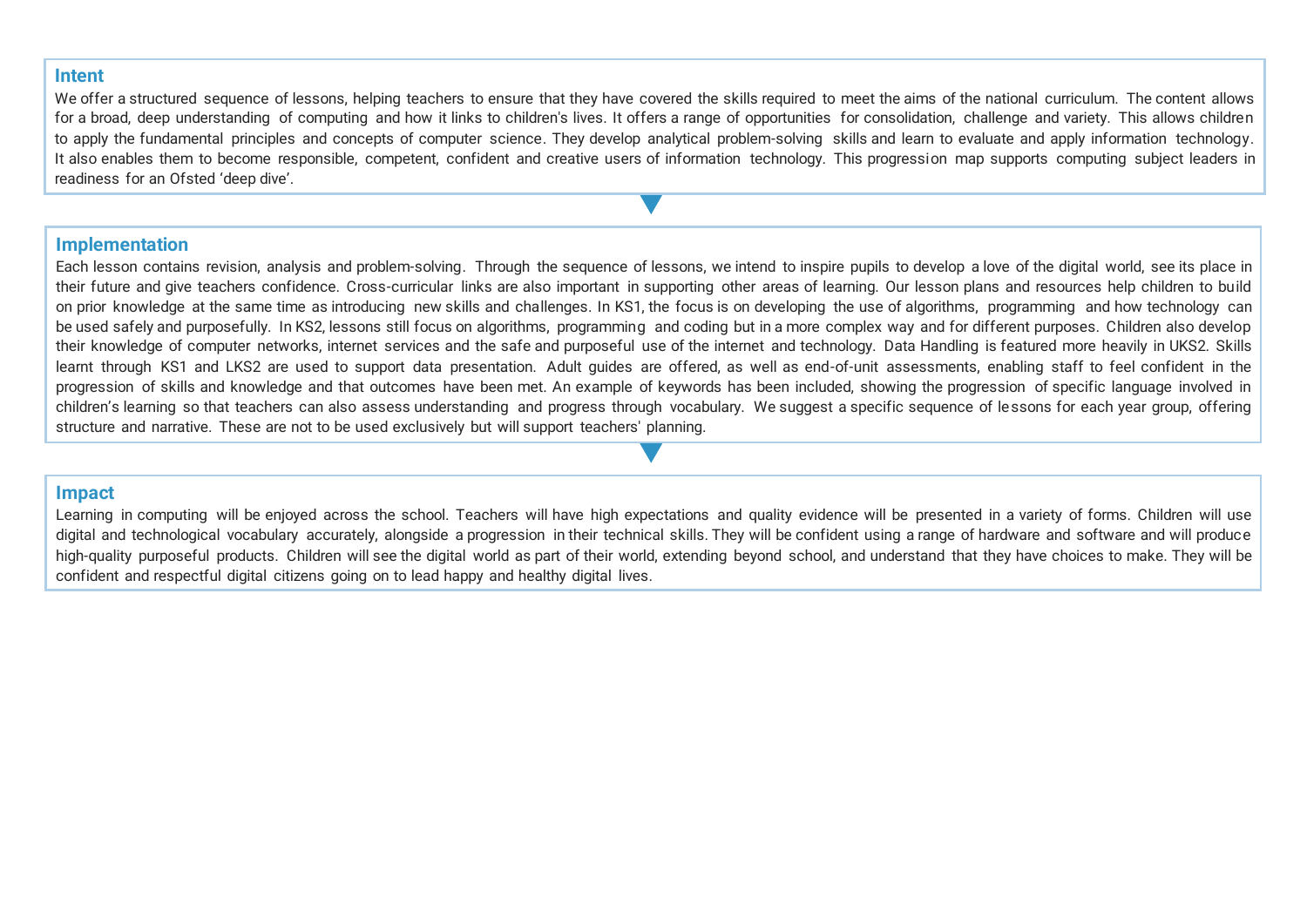## Intent

We offer a structured sequence of lessons, helping teachers to ensure that they have covered the skills required to meet the aims of the national curriculum. The content allows for a broad, deep understanding of computing and how it links to children's lives. It offers a range of opportunities for consolidation, challenge and variety. This allows children to apply the fundamental principles and concepts of computer science. They develop analytical problem-solving skills and learn to evaluate and apply information technology. It also enables them to become responsible, competent, confident and creative users of information technology. This progression map supports computing subject leaders in readiness for an Ofsted 'deep dive'.

## Implementation

Each lesson contains revision, analysis and problem-solving. Through the sequence of lessons, we intend to inspire pupils to develop a love of the digital world, see its place in their future and give teachers confidence. Cross-curricular links are also important in supporting other areas of learning. Our lesson plans and resources help children to build on prior knowledge at the same time as introducing new skills and challenges. In KS1, the focus is on developing the use of algorithms, programming and how technology can be used safely and purposefully. In KS2, lessons still focus on algorithms, programming and coding but in a more complex way and for different purposes. Children also develop their knowledge of computer networks, internet services and the safe and purposeful use of the internet and technology. Data Handling is featured more heavily in UKS2. Skills learnt through KS1 and LKS2 are used to support data presentation. Adult guides are offered, as well as end-of-unit assessments, enabling staff to feel confident in the progression of skills and knowledge and that outcomes have been met. An example of keywords has been included, showing the progression of specific language involved in children's learning so that teachers can also assess understanding and progress through vocabulary. We suggest a specific sequence of lessons for each year group, offering structure and narrative. These are not to be used exclusively but will support teachers' planning.

## Impact

Learning in computing will be enjoyed across the school. Teachers will have high expectations and quality evidence will be presented in a variety of forms. Children will use digital and technological vocabulary accurately, alongside a progression in their technical skills. They will be confident using a range of hardware and software and will produce high-quality purposeful products. Children will see the digital world as part of their world, extending beyond school, and understand that they have choices to make. They will be confident and respectful digital citizens going on to lead happy and healthy digital lives.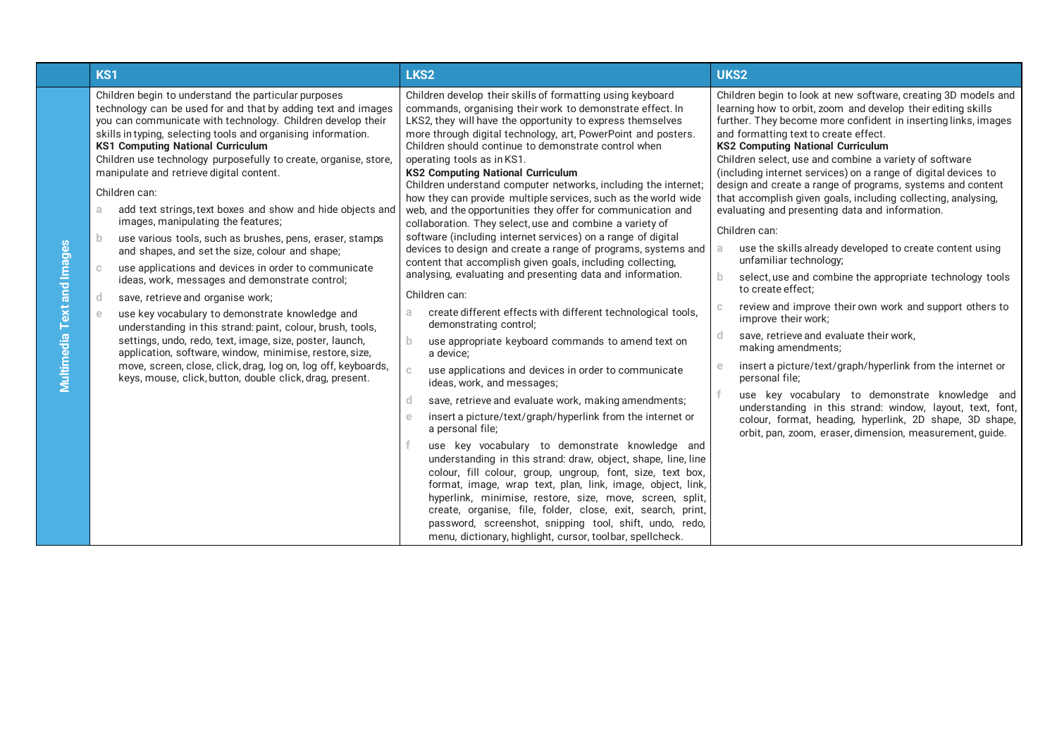| | KS1 | LKS2 | UKS2 |
|---|---|---|---|
| Multimedia Text and Images | Children begin to understand the particular purposes technology can be used for and that by adding text and images you can communicate with technology. Children develop their skills in typing, selecting tools and organising information.<br>**KS1 Computing National Curriculum**<br>Children use technology purposefully to create, organise, store, manipulate and retrieve digital content.<br><br>Children can:<br>a add text strings, text boxes and show and hide objects and images, manipulating the features;<br>b use various tools, such as brushes, pens, eraser, stamps and shapes, and set the size, colour and shape;<br>c use applications and devices in order to communicate ideas, work, messages and demonstrate control;<br>d save, retrieve and organise work;<br>e use key vocabulary to demonstrate knowledge and understanding in this strand: paint, colour, brush, tools, settings, undo, redo, text, image, size, poster, launch, application, software, window, minimise, restore, size, move, screen, close, click, drag, log on, log off, keyboards, keys, mouse, click, button, double click, drag, present. | Children develop their skills of formatting using keyboard commands, organising their work to demonstrate effect. In LKS2, they will have the opportunity to express themselves more through digital technology, art, PowerPoint and posters. Children should continue to demonstrate control when operating tools as in KS1.<br>**KS2 Computing National Curriculum**<br>Children understand computer networks, including the internet; how they can provide multiple services, such as the world wide web, and the opportunities they offer for communication and collaboration. They select, use and combine a variety of software (including internet services) on a range of digital devices to design and create a range of programs, systems and content that accomplish given goals, including collecting, analysing, evaluating and presenting data and information.<br><br>Children can:<br>a create different effects with different technological tools, demonstrating control;<br>b use appropriate keyboard commands to amend text on a device;<br>c use applications and devices in order to communicate ideas, work, and messages;<br>d save, retrieve and evaluate work, making amendments;<br>e insert a picture/text/graph/hyperlink from the internet or a personal file;<br>f use key vocabulary to demonstrate knowledge and understanding in this strand: draw, object, shape, line, line colour, fill colour, group, ungroup, font, size, text box, format, image, wrap text, plan, link, image, object, link, hyperlink, minimise, restore, size, move, screen, split, create, organise, file, folder, close, exit, search, print, password, screenshot, snipping tool, shift, undo, redo, menu, dictionary, highlight, cursor, toolbar, spellcheck. | Children begin to look at new software, creating 3D models and learning how to orbit, zoom and develop their editing skills further. They become more confident in inserting links, images and formatting text to create effect.<br>**KS2 Computing National Curriculum**<br>Children select, use and combine a variety of software (including internet services) on a range of digital devices to design and create a range of programs, systems and content that accomplish given goals, including collecting, analysing, evaluating and presenting data and information.<br><br>Children can:<br>a use the skills already developed to create content using unfamiliar technology;<br>b select, use and combine the appropriate technology tools to create effect;<br>c review and improve their own work and support others to improve their work;<br>d save, retrieve and evaluate their work, making amendments;<br>e insert a picture/text/graph/hyperlink from the internet or personal file;<br>f use key vocabulary to demonstrate knowledge and understanding in this strand: window, layout, text, font, colour, format, heading, hyperlink, 2D shape, 3D shape, orbit, pan, zoom, eraser, dimension, measurement, guide. |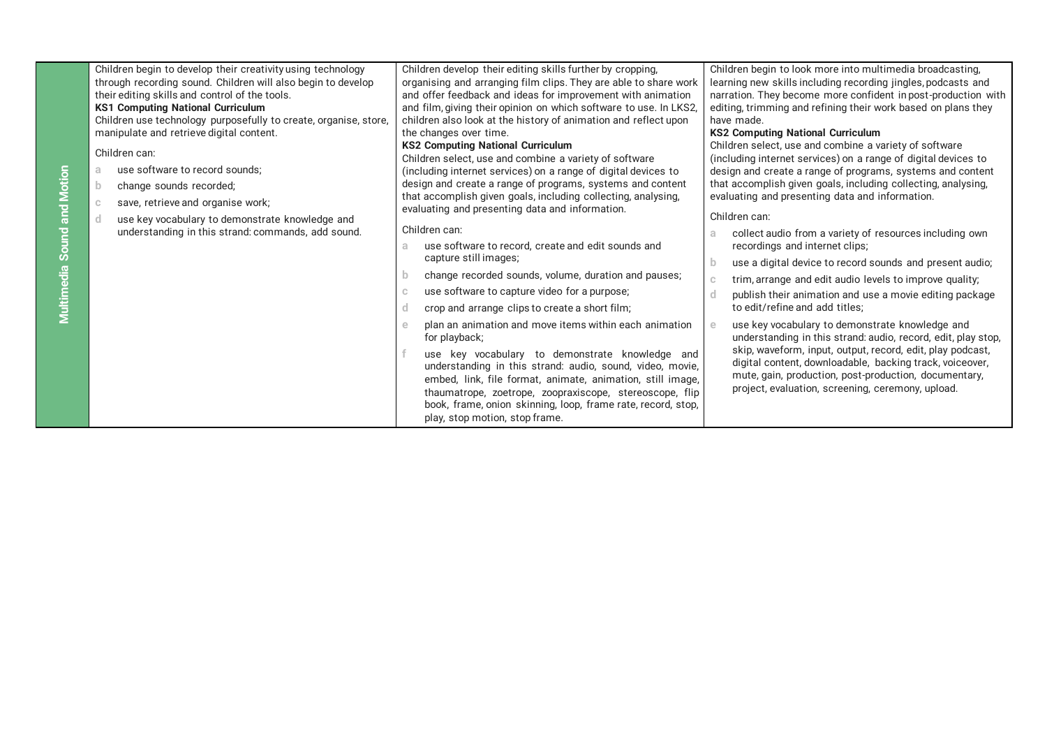| Multimedia Sound and Motion | Children begin to develop their creativity using technology through recording sound. Children will also begin to develop their editing skills and control of the tools.<br>**KS1 Computing National Curriculum**<br>Children use technology purposefully to create, organise, store, manipulate and retrieve digital content.<br><br>Children can:<br>a use software to record sounds;<br>b change sounds recorded;<br>c save, retrieve and organise work;<br>d use key vocabulary to demonstrate knowledge and understanding in this strand: commands, add sound. | Children develop their editing skills further by cropping, organising and arranging film clips. They are able to share work and offer feedback and ideas for improvement with animation and film, giving their opinion on which software to use. In LKS2, children also look at the history of animation and reflect upon the changes over time.<br>**KS2 Computing National Curriculum**<br>Children select, use and combine a variety of software (including internet services) on a range of digital devices to design and create a range of programs, systems and content that accomplish given goals, including collecting, analysing, evaluating and presenting data and information.<br><br>Children can:<br>a use software to record, create and edit sounds and capture still images;<br>b change recorded sounds, volume, duration and pauses;<br>c use software to capture video for a purpose;<br>d crop and arrange clips to create a short film;<br>e plan an animation and move items within each animation for playback;<br>f use key vocabulary to demonstrate knowledge and understanding in this strand: audio, sound, video, movie, embed, link, file format, animate, animation, still image, thaumatrope, zoetrope, zoopraxiscope, stereoscope, flip book, frame, onion skinning, loop, frame rate, record, stop, play, stop motion, stop frame. | Children begin to look more into multimedia broadcasting, learning new skills including recording jingles, podcasts and narration. They become more confident in post-production with editing, trimming and refining their work based on plans they have made.<br>**KS2 Computing National Curriculum**<br>Children select, use and combine a variety of software (including internet services) on a range of digital devices to design and create a range of programs, systems and content that accomplish given goals, including collecting, analysing, evaluating and presenting data and information.<br><br>Children can:<br>a collect audio from a variety of resources including own recordings and internet clips;<br>b use a digital device to record sounds and present audio;<br>c trim, arrange and edit audio levels to improve quality;<br>d publish their animation and use a movie editing package to edit/refine and add titles;<br>e use key vocabulary to demonstrate knowledge and understanding in this strand: audio, record, edit, play stop, skip, waveform, input, output, record, edit, play podcast, digital content, downloadable, backing track, voiceover, mute, gain, production, post-production, documentary, project, evaluation, screening, ceremony, upload. |
|---|---|---|---|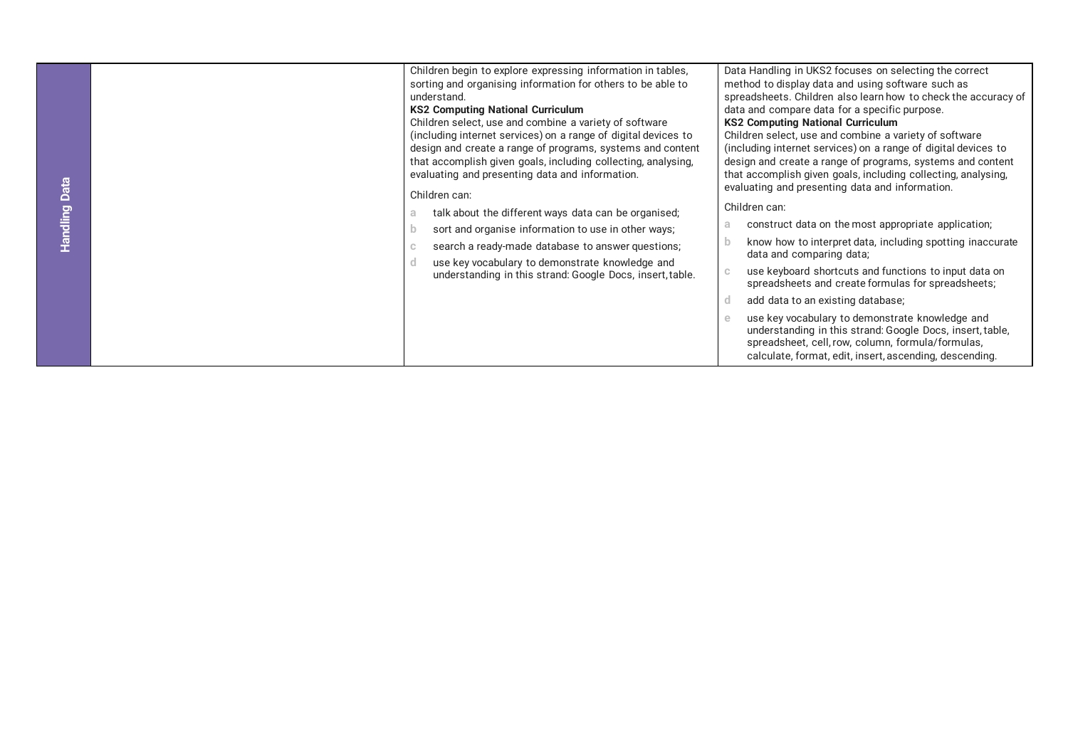| Handling Data | | Children begin to explore expressing information in tables, sorting and organising information for others to be able to understand.<br>**KS2 Computing National Curriculum**<br>Children select, use and combine a variety of software (including internet services) on a range of digital devices to design and create a range of programs, systems and content that accomplish given goals, including collecting, analysing, evaluating and presenting data and information.<br>Children can:<br>a talk about the different ways data can be organised;<br>b sort and organise information to use in other ways;<br>c search a ready-made database to answer questions;<br>d use key vocabulary to demonstrate knowledge and understanding in this strand: Google Docs, insert, table. | Data Handling in UKS2 focuses on selecting the correct method to display data and using software such as spreadsheets. Children also learn how to check the accuracy of data and compare data for a specific purpose.<br>**KS2 Computing National Curriculum**<br>Children select, use and combine a variety of software (including internet services) on a range of digital devices to design and create a range of programs, systems and content that accomplish given goals, including collecting, analysing, evaluating and presenting data and information.<br>Children can:<br>a construct data on the most appropriate application;<br>b know how to interpret data, including spotting inaccurate data and comparing data;<br>c use keyboard shortcuts and functions to input data on spreadsheets and create formulas for spreadsheets;<br>d add data to an existing database;<br>e use key vocabulary to demonstrate knowledge and understanding in this strand: Google Docs, insert, table, spreadsheet, cell, row, column, formula/formulas, calculate, format, edit, insert, ascending, descending. |
|---|---|---|---|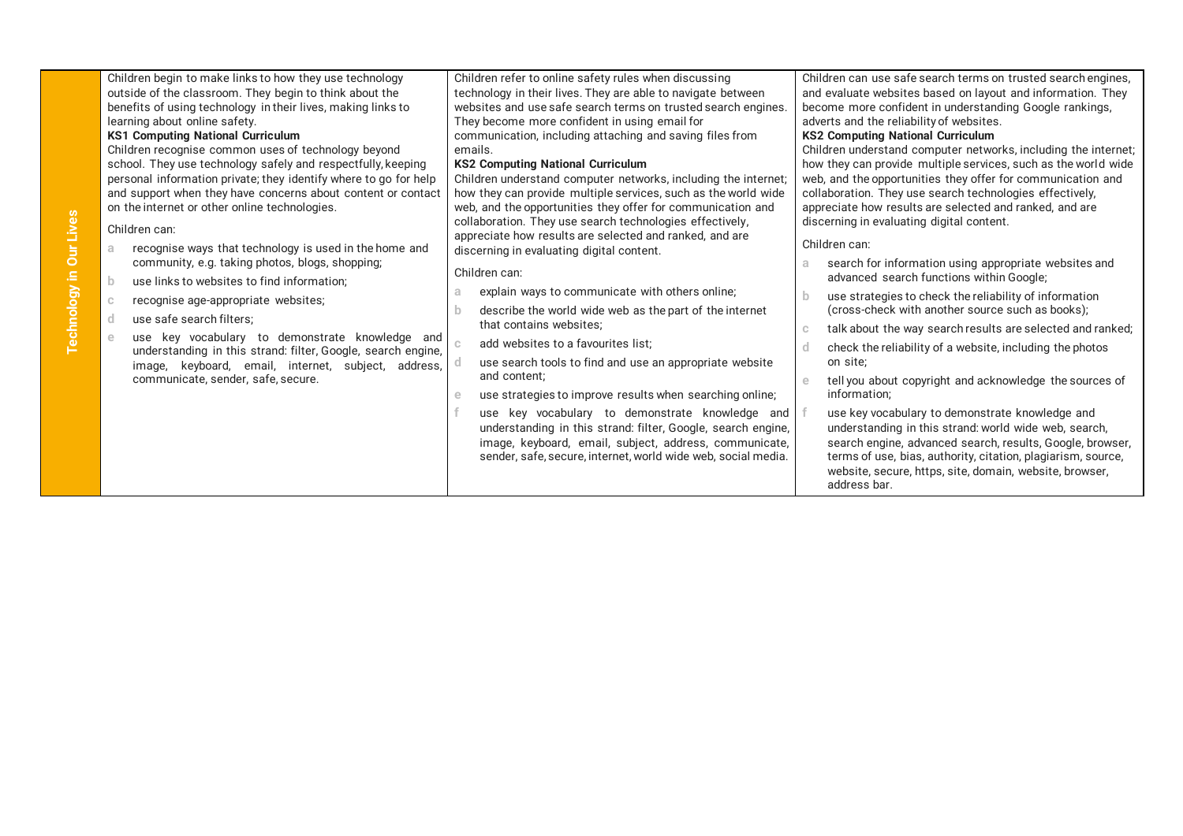| Technology in Our Lives | | | |
|---|---|---|---|
| **Technology in Our Lives** | Children begin to make links to how they use technology outside of the classroom. They begin to think about the benefits of using technology in their lives, making links to learning about online safety.<br>**KS1 Computing National Curriculum**<br>Children recognise common uses of technology beyond school. They use technology safely and respectfully, keeping personal information private; they identify where to go for help and support when they have concerns about content or contact on the internet or other online technologies.<br><br>Children can:<br>a recognise ways that technology is used in the home and community, e.g. taking photos, blogs, shopping;<br>b use links to websites to find information;<br>c recognise age-appropriate websites;<br>d use safe search filters;<br>e use key vocabulary to demonstrate knowledge and understanding in this strand: filter, Google, search engine, image, keyboard, email, internet, subject, address, communicate, sender, safe, secure. | Children refer to online safety rules when discussing technology in their lives. They are able to navigate between websites and use safe search terms on trusted search engines. They become more confident in using email for communication, including attaching and saving files from emails.<br>**KS2 Computing National Curriculum**<br>Children understand computer networks, including the internet; how they can provide multiple services, such as the world wide web, and the opportunities they offer for communication and collaboration. They use search technologies effectively, appreciate how results are selected and ranked, and are discerning in evaluating digital content.<br><br>Children can:<br>a explain ways to communicate with others online;<br>b describe the world wide web as the part of the internet that contains websites;<br>c add websites to a favourites list;<br>d use search tools to find and use an appropriate website and content;<br>e use strategies to improve results when searching online;<br>f use key vocabulary to demonstrate knowledge and understanding in this strand: filter, Google, search engine, image, keyboard, email, subject, address, communicate, sender, safe, secure, internet, world wide web, social media. | Children can use safe search terms on trusted search engines, and evaluate websites based on layout and information. They become more confident in understanding Google rankings, adverts and the reliability of websites.<br>**KS2 Computing National Curriculum**<br>Children understand computer networks, including the internet; how they can provide multiple services, such as the world wide web, and the opportunities they offer for communication and collaboration. They use search technologies effectively, appreciate how results are selected and ranked, and are discerning in evaluating digital content.<br><br>Children can:<br>a search for information using appropriate websites and advanced search functions within Google;<br>b use strategies to check the reliability of information (cross-check with another source such as books);<br>c talk about the way search results are selected and ranked;<br>d check the reliability of a website, including the photos on site;<br>e tell you about copyright and acknowledge the sources of information;<br>f use key vocabulary to demonstrate knowledge and understanding in this strand: world wide web, search, search engine, advanced search, results, Google, browser, terms of use, bias, authority, citation, plagiarism, source, website, secure, https, site, domain, website, browser, address bar. |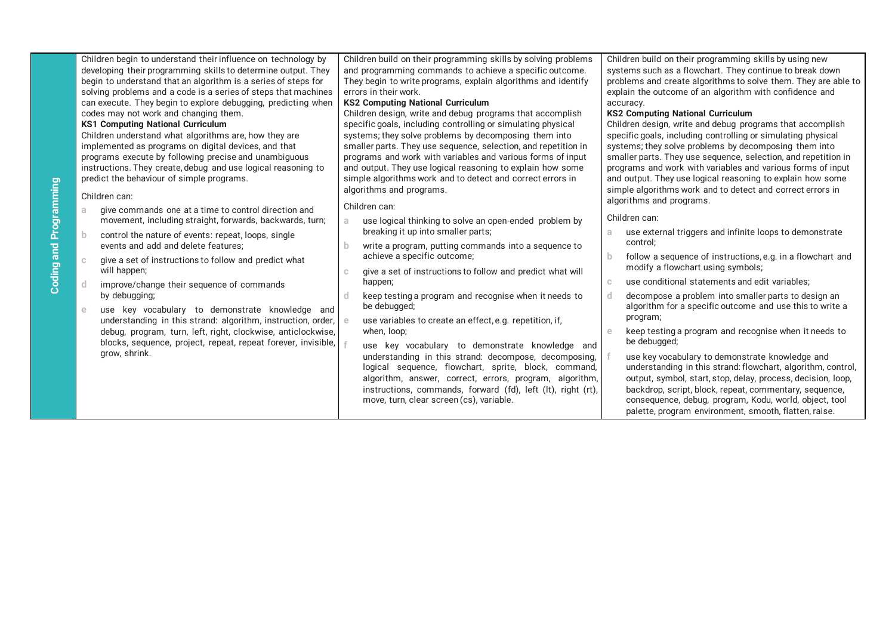| Coding and Programming | | |
|---|---|---|
| Children begin to understand their influence on technology by developing their programming skills to determine output. They begin to understand that an algorithm is a series of steps for solving problems and a code is a series of steps that machines can execute. They begin to explore debugging, predicting when codes may not work and changing them.<br>**KS1 Computing National Curriculum**<br>Children understand what algorithms are, how they are implemented as programs on digital devices, and that programs execute by following precise and unambiguous instructions. They create, debug and use logical reasoning to predict the behaviour of simple programs.<br><br>Children can:<br>a give commands one at a time to control direction and movement, including straight, forwards, backwards, turn;<br>b control the nature of events: repeat, loops, single events and add and delete features;<br>c give a set of instructions to follow and predict what will happen;<br>d improve/change their sequence of commands by debugging;<br>e use key vocabulary to demonstrate knowledge and understanding in this strand: algorithm, instruction, order, debug, program, turn, left, right, clockwise, anticlockwise, blocks, sequence, project, repeat, repeat forever, invisible, grow, shrink. | Children build on their programming skills by solving problems and programming commands to achieve a specific outcome. They begin to write programs, explain algorithms and identify errors in their work.<br>**KS2 Computing National Curriculum**<br>Children design, write and debug programs that accomplish specific goals, including controlling or simulating physical systems; they solve problems by decomposing them into smaller parts. They use sequence, selection, and repetition in programs and work with variables and various forms of input and output. They use logical reasoning to explain how some simple algorithms work and to detect and correct errors in algorithms and programs.<br><br>Children can:<br>a use logical thinking to solve an open-ended problem by breaking it up into smaller parts;<br>b write a program, putting commands into a sequence to achieve a specific outcome;<br>c give a set of instructions to follow and predict what will happen;<br>d keep testing a program and recognise when it needs to be debugged;<br>e use variables to create an effect, e.g. repetition, if, when, loop;<br>f use key vocabulary to demonstrate knowledge and understanding in this strand: decompose, decomposing, logical sequence, flowchart, sprite, block, command, algorithm, answer, correct, errors, program, algorithm, instructions, commands, forward (fd), left (lt), right (rt), move, turn, clear screen (cs), variable. | Children build on their programming skills by using new systems such as a flowchart. They continue to break down problems and create algorithms to solve them. They are able to explain the outcome of an algorithm with confidence and accuracy.<br>**KS2 Computing National Curriculum**<br>Children design, write and debug programs that accomplish specific goals, including controlling or simulating physical systems; they solve problems by decomposing them into smaller parts. They use sequence, selection, and repetition in programs and work with variables and various forms of input and output. They use logical reasoning to explain how some simple algorithms work and to detect and correct errors in algorithms and programs.<br><br>Children can:<br>a use external triggers and infinite loops to demonstrate control;<br>b follow a sequence of instructions, e.g. in a flowchart and modify a flowchart using symbols;<br>c use conditional statements and edit variables;<br>d decompose a problem into smaller parts to design an algorithm for a specific outcome and use this to write a program;<br>e keep testing a program and recognise when it needs to be debugged;<br>f use key vocabulary to demonstrate knowledge and understanding in this strand: flowchart, algorithm, control, output, symbol, start, stop, delay, process, decision, loop, backdrop, script, block, repeat, commentary, sequence, consequence, debug, program, Kodu, world, object, tool palette, program environment, smooth, flatten, raise. |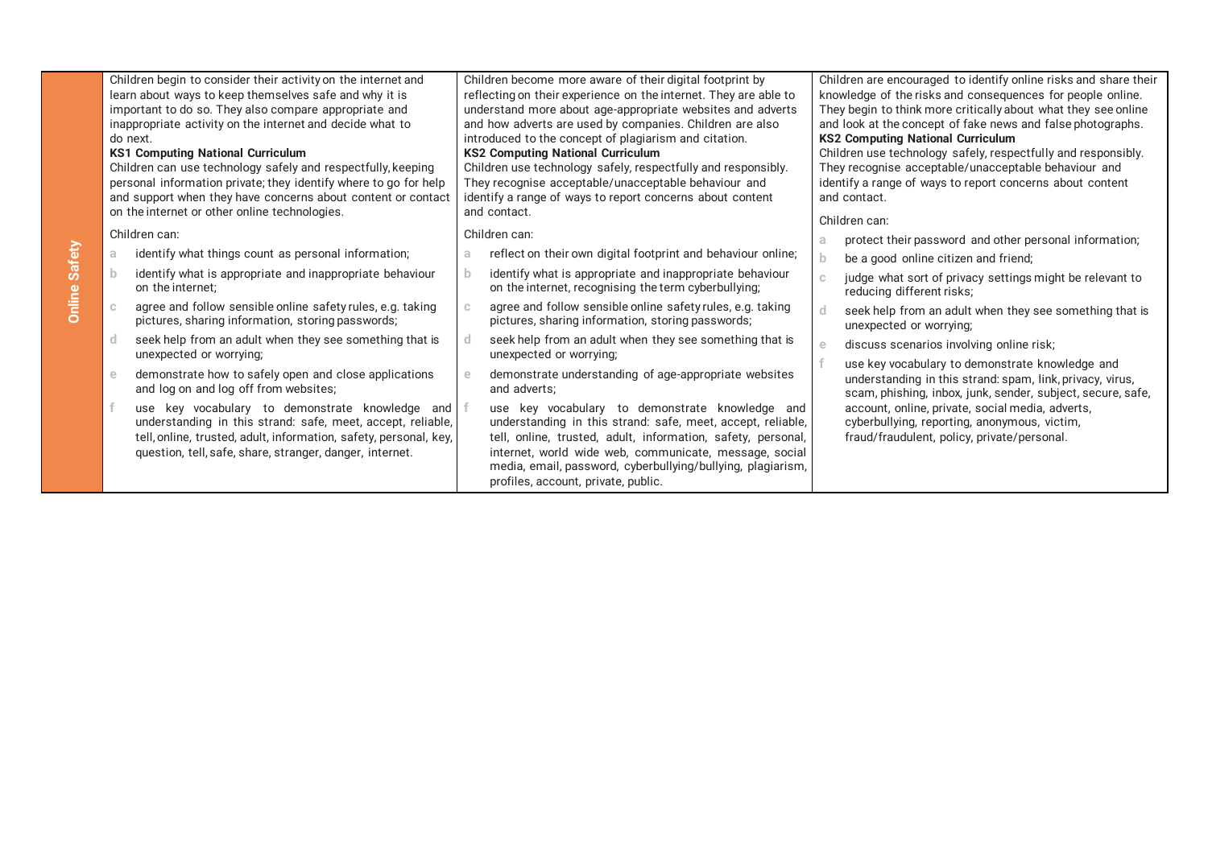| | | | |
|---|---|---|---|
| **Online Safety** | Children begin to consider their activity on the internet and learn about ways to keep themselves safe and why it is important to do so. They also compare appropriate and inappropriate activity on the internet and decide what to do next.<br>**KS1 Computing National Curriculum**<br>Children can use technology safely and respectfully, keeping personal information private; they identify where to go for help and support when they have concerns about content or contact on the internet or other online technologies.<br><br>Children can:<br>a identify what things count as personal information;<br>b identify what is appropriate and inappropriate behaviour on the internet;<br>c agree and follow sensible online safety rules, e.g. taking pictures, sharing information, storing passwords;<br>d seek help from an adult when they see something that is unexpected or worrying;<br>e demonstrate how to safely open and close applications and log on and log off from websites;<br>f use key vocabulary to demonstrate knowledge and understanding in this strand: safe, meet, accept, reliable, tell, online, trusted, adult, information, safety, personal, key, question, tell, safe, share, stranger, danger, internet. | Children become more aware of their digital footprint by reflecting on their experience on the internet. They are able to understand more about age-appropriate websites and adverts and how adverts are used by companies. Children are also introduced to the concept of plagiarism and citation.<br>**KS2 Computing National Curriculum**<br>Children use technology safely, respectfully and responsibly. They recognise acceptable/unacceptable behaviour and identify a range of ways to report concerns about content and contact.<br><br>Children can:<br>a reflect on their own digital footprint and behaviour online;<br>b identify what is appropriate and inappropriate behaviour on the internet, recognising the term cyberbullying;<br>c agree and follow sensible online safety rules, e.g. taking pictures, sharing information, storing passwords;<br>d seek help from an adult when they see something that is unexpected or worrying;<br>e demonstrate understanding of age-appropriate websites and adverts;<br>f use key vocabulary to demonstrate knowledge and understanding in this strand: safe, meet, accept, reliable, tell, online, trusted, adult, information, safety, personal, internet, world wide web, communicate, message, social media, email, password, cyberbullying/bullying, plagiarism, profiles, account, private, public. | Children are encouraged to identify online risks and share their knowledge of the risks and consequences for people online. They begin to think more critically about what they see online and look at the concept of fake news and false photographs.<br>**KS2 Computing National Curriculum**<br>Children use technology safely, respectfully and responsibly. They recognise acceptable/unacceptable behaviour and identify a range of ways to report concerns about content and contact.<br><br>Children can:<br>a protect their password and other personal information;<br>b be a good online citizen and friend;<br>c judge what sort of privacy settings might be relevant to reducing different risks;<br>d seek help from an adult when they see something that is unexpected or worrying;<br>e discuss scenarios involving online risk;<br>f use key vocabulary to demonstrate knowledge and understanding in this strand: spam, link, privacy, virus, scam, phishing, inbox, junk, sender, subject, secure, safe, account, online, private, social media, adverts, cyberbullying, reporting, anonymous, victim, fraud/fraudulent, policy, private/personal. |